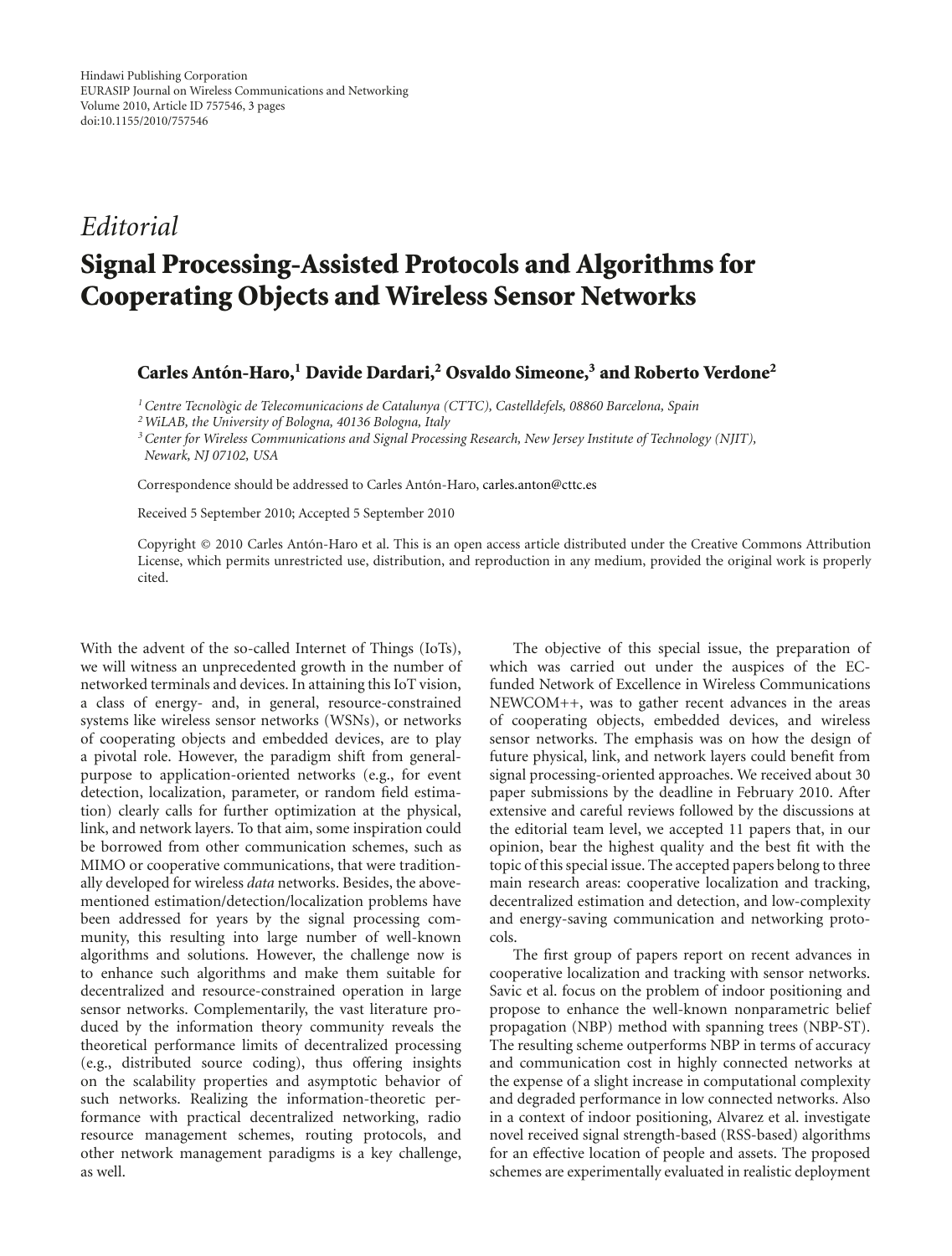Hindawi Publishing Corporation
EURASIP Journal on Wireless Communications and Networking
Volume 2010, Article ID 757546, 3 pages
doi:10.1155/2010/757546

*Editorial*

# Signal Processing-Assisted Protocols and Algorithms for Cooperating Objects and Wireless Sensor Networks

**Carles Antón-Haro,[1] Davide Dardari,[2] Osvaldo Simeone,[3] and Roberto Verdone[2]**

[1] *Centre Tecnològic de Telecomunicacions de Catalunya (CTTC), Castelldefels, 08860 Barcelona, Spain*
[2] *WiLAB, the University of Bologna, 40136 Bologna, Italy*
[3] *Center for Wireless Communications and Signal Processing Research, New Jersey Institute of Technology (NJIT), Newark, NJ 07102, USA*

Correspondence should be addressed to Carles Antón-Haro, carles.anton@cttc.es

Received 5 September 2010; Accepted 5 September 2010

Copyright © 2010 Carles Antón-Haro et al. This is an open access article distributed under the Creative Commons Attribution License, which permits unrestricted use, distribution, and reproduction in any medium, provided the original work is properly cited.

With the advent of the so-called Internet of Things (IoTs), we will witness an unprecedented growth in the number of networked terminals and devices. In attaining this IoT vision, a class of energy- and, in general, resource-constrained systems like wireless sensor networks (WSNs), or networks of cooperating objects and embedded devices, are to play a pivotal role. However, the paradigm shift from general-purpose to application-oriented networks (e.g., for event detection, localization, parameter, or random field estimation) clearly calls for further optimization at the physical, link, and network layers. To that aim, some inspiration could be borrowed from other communication schemes, such as MIMO or cooperative communications, that were traditionally developed for wireless *data* networks. Besides, the above-mentioned estimation/detection/localization problems have been addressed for years by the signal processing community, this resulting into large number of well-known algorithms and solutions. However, the challenge now is to enhance such algorithms and make them suitable for decentralized and resource-constrained operation in large sensor networks. Complementarily, the vast literature produced by the information theory community reveals the theoretical performance limits of decentralized processing (e.g., distributed source coding), thus offering insights on the scalability properties and asymptotic behavior of such networks. Realizing the information-theoretic performance with practical decentralized networking, radio resource management schemes, routing protocols, and other network management paradigms is a key challenge, as well.

The objective of this special issue, the preparation of which was carried out under the auspices of the EC-funded Network of Excellence in Wireless Communications NEWCOM++, was to gather recent advances in the areas of cooperating objects, embedded devices, and wireless sensor networks. The emphasis was on how the design of future physical, link, and network layers could benefit from signal processing-oriented approaches. We received about 30 paper submissions by the deadline in February 2010. After extensive and careful reviews followed by the discussions at the editorial team level, we accepted 11 papers that, in our opinion, bear the highest quality and the best fit with the topic of this special issue. The accepted papers belong to three main research areas: cooperative localization and tracking, decentralized estimation and detection, and low-complexity and energy-saving communication and networking protocols.

The first group of papers report on recent advances in cooperative localization and tracking with sensor networks. Savic et al. focus on the problem of indoor positioning and propose to enhance the well-known nonparametric belief propagation (NBP) method with spanning trees (NBP-ST). The resulting scheme outperforms NBP in terms of accuracy and communication cost in highly connected networks at the expense of a slight increase in computational complexity and degraded performance in low connected networks. Also in a context of indoor positioning, Alvarez et al. investigate novel received signal strength-based (RSS-based) algorithms for an effective location of people and assets. The proposed schemes are experimentally evaluated in realistic deployment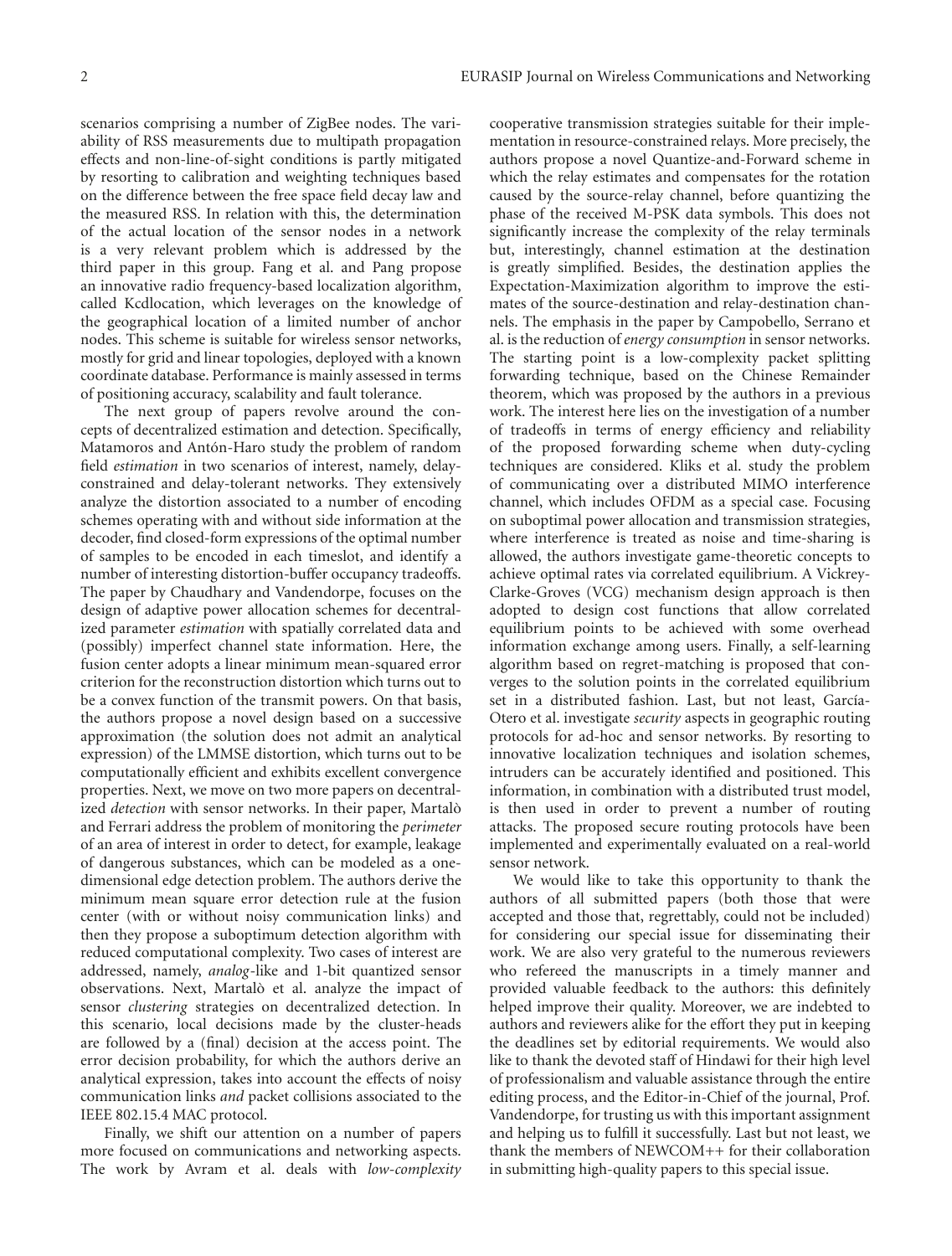scenarios comprising a number of ZigBee nodes. The variability of RSS measurements due to multipath propagation effects and non-line-of-sight conditions is partly mitigated by resorting to calibration and weighting techniques based on the difference between the free space field decay law and the measured RSS. In relation with this, the determination of the actual location of the sensor nodes in a network is a very relevant problem which is addressed by the third paper in this group. Fang et al. and Pang propose an innovative radio frequency-based localization algorithm, called Kcdlocation, which leverages on the knowledge of the geographical location of a limited number of anchor nodes. This scheme is suitable for wireless sensor networks, mostly for grid and linear topologies, deployed with a known coordinate database. Performance is mainly assessed in terms of positioning accuracy, scalability and fault tolerance.

The next group of papers revolve around the concepts of decentralized estimation and detection. Specifically, Matamoros and Antón-Haro study the problem of random field *estimation* in two scenarios of interest, namely, delay-constrained and delay-tolerant networks. They extensively analyze the distortion associated to a number of encoding schemes operating with and without side information at the decoder, find closed-form expressions of the optimal number of samples to be encoded in each timeslot, and identify a number of interesting distortion-buffer occupancy tradeoffs. The paper by Chaudhary and Vandendorpe, focuses on the design of adaptive power allocation schemes for decentralized parameter *estimation* with spatially correlated data and (possibly) imperfect channel state information. Here, the fusion center adopts a linear minimum mean-squared error criterion for the reconstruction distortion which turns out to be a convex function of the transmit powers. On that basis, the authors propose a novel design based on a successive approximation (the solution does not admit an analytical expression) of the LMMSE distortion, which turns out to be computationally efficient and exhibits excellent convergence properties. Next, we move on two more papers on decentralized *detection* with sensor networks. In their paper, Martalò and Ferrari address the problem of monitoring the *perimeter* of an area of interest in order to detect, for example, leakage of dangerous substances, which can be modeled as a one-dimensional edge detection problem. The authors derive the minimum mean square error detection rule at the fusion center (with or without noisy communication links) and then they propose a suboptimum detection algorithm with reduced computational complexity. Two cases of interest are addressed, namely, *analog*-like and 1-bit quantized sensor observations. Next, Martalò et al. analyze the impact of sensor *clustering* strategies on decentralized detection. In this scenario, local decisions made by the cluster-heads are followed by a (final) decision at the access point. The error decision probability, for which the authors derive an analytical expression, takes into account the effects of noisy communication links *and* packet collisions associated to the IEEE 802.15.4 MAC protocol.

Finally, we shift our attention on a number of papers more focused on communications and networking aspects. The work by Avram et al. deals with *low-complexity* cooperative transmission strategies suitable for their implementation in resource-constrained relays. More precisely, the authors propose a novel Quantize-and-Forward scheme in which the relay estimates and compensates for the rotation caused by the source-relay channel, before quantizing the phase of the received M-PSK data symbols. This does not significantly increase the complexity of the relay terminals but, interestingly, channel estimation at the destination is greatly simplified. Besides, the destination applies the Expectation-Maximization algorithm to improve the estimates of the source-destination and relay-destination channels. The emphasis in the paper by Campobello, Serrano et al. is the reduction of *energy consumption* in sensor networks. The starting point is a low-complexity packet splitting forwarding technique, based on the Chinese Remainder theorem, which was proposed by the authors in a previous work. The interest here lies on the investigation of a number of tradeoffs in terms of energy efficiency and reliability of the proposed forwarding scheme when duty-cycling techniques are considered. Kliks et al. study the problem of communicating over a distributed MIMO interference channel, which includes OFDM as a special case. Focusing on suboptimal power allocation and transmission strategies, where interference is treated as noise and time-sharing is allowed, the authors investigate game-theoretic concepts to achieve optimal rates via correlated equilibrium. A Vickrey-Clarke-Groves (VCG) mechanism design approach is then adopted to design cost functions that allow correlated equilibrium points to be achieved with some overhead information exchange among users. Finally, a self-learning algorithm based on regret-matching is proposed that converges to the solution points in the correlated equilibrium set in a distributed fashion. Last, but not least, García-Otero et al. investigate *security* aspects in geographic routing protocols for ad-hoc and sensor networks. By resorting to innovative localization techniques and isolation schemes, intruders can be accurately identified and positioned. This information, in combination with a distributed trust model, is then used in order to prevent a number of routing attacks. The proposed secure routing protocols have been implemented and experimentally evaluated on a real-world sensor network.

We would like to take this opportunity to thank the authors of all submitted papers (both those that were accepted and those that, regrettably, could not be included) for considering our special issue for disseminating their work. We are also very grateful to the numerous reviewers who refereed the manuscripts in a timely manner and provided valuable feedback to the authors: this definitely helped improve their quality. Moreover, we are indebted to authors and reviewers alike for the effort they put in keeping the deadlines set by editorial requirements. We would also like to thank the devoted staff of Hindawi for their high level of professionalism and valuable assistance through the entire editing process, and the Editor-in-Chief of the journal, Prof. Vandendorpe, for trusting us with this important assignment and helping us to fulfill it successfully. Last but not least, we thank the members of NEWCOM++ for their collaboration in submitting high-quality papers to this special issue.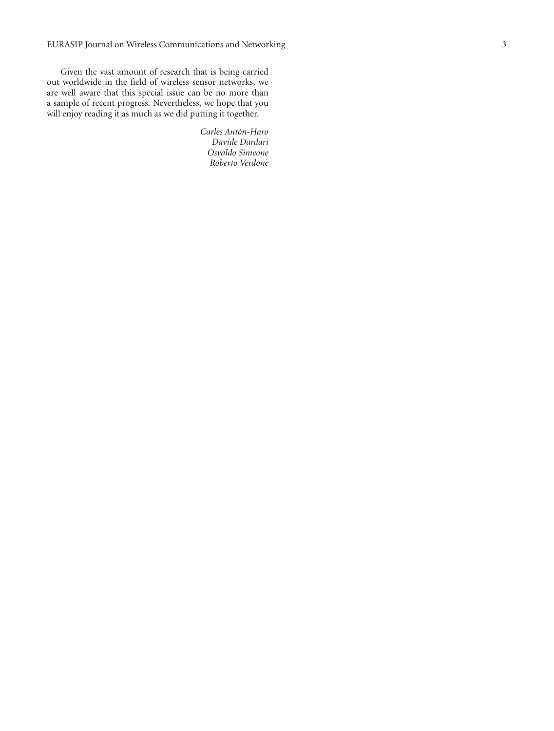Given the vast amount of research that is being carried out worldwide in the field of wireless sensor networks, we are well aware that this special issue can be no more than a sample of recent progress. Nevertheless, we hope that you will enjoy reading it as much as we did putting it together.

*Carles Antón-Haro*
*Davide Dardari*
*Osvaldo Simeone*
*Roberto Verdone*